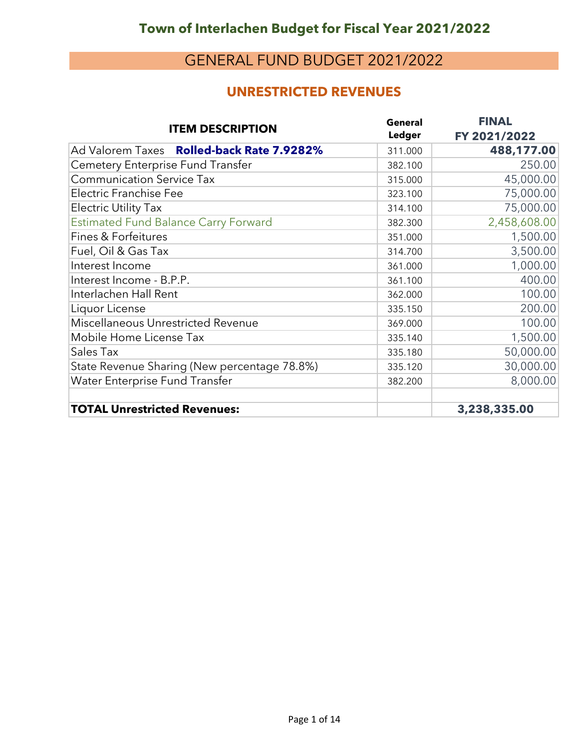# Town of Interlachen Budget for Fiscal Year 2021/2022

## GENERAL FUND BUDGET 2021/2022

### UNRESTRICTED REVENUES

| ITEM DESCRIPTION | General Ledger | FINAL FY 2021/2022 |
|---|---|---|
| Ad Valorem Taxes **Rolled-back Rate 7.9282%** | 311.000 | **488,177.00** |
| Cemetery Enterprise Fund Transfer | 382.100 | 250.00 |
| Communication Service Tax | 315.000 | 45,000.00 |
| Electric Franchise Fee | 323.100 | 75,000.00 |
| Electric Utility Tax | 314.100 | 75,000.00 |
| Estimated Fund Balance Carry Forward | 382.300 | 2,458,608.00 |
| Fines & Forfeitures | 351.000 | 1,500.00 |
| Fuel, Oil & Gas Tax | 314.700 | 3,500.00 |
| Interest Income | 361.000 | 1,000.00 |
| Interest Income - B.P.P. | 361.100 | 400.00 |
| Interlachen Hall Rent | 362.000 | 100.00 |
| Liquor License | 335.150 | 200.00 |
| Miscellaneous Unrestricted Revenue | 369.000 | 100.00 |
| Mobile Home License Tax | 335.140 | 1,500.00 |
| Sales Tax | 335.180 | 50,000.00 |
| State Revenue Sharing (New percentage 78.8%) | 335.120 | 30,000.00 |
| Water Enterprise Fund Transfer | 382.200 | 8,000.00 |
| | | |
| **TOTAL Unrestricted Revenues:** | | **3,238,335.00** |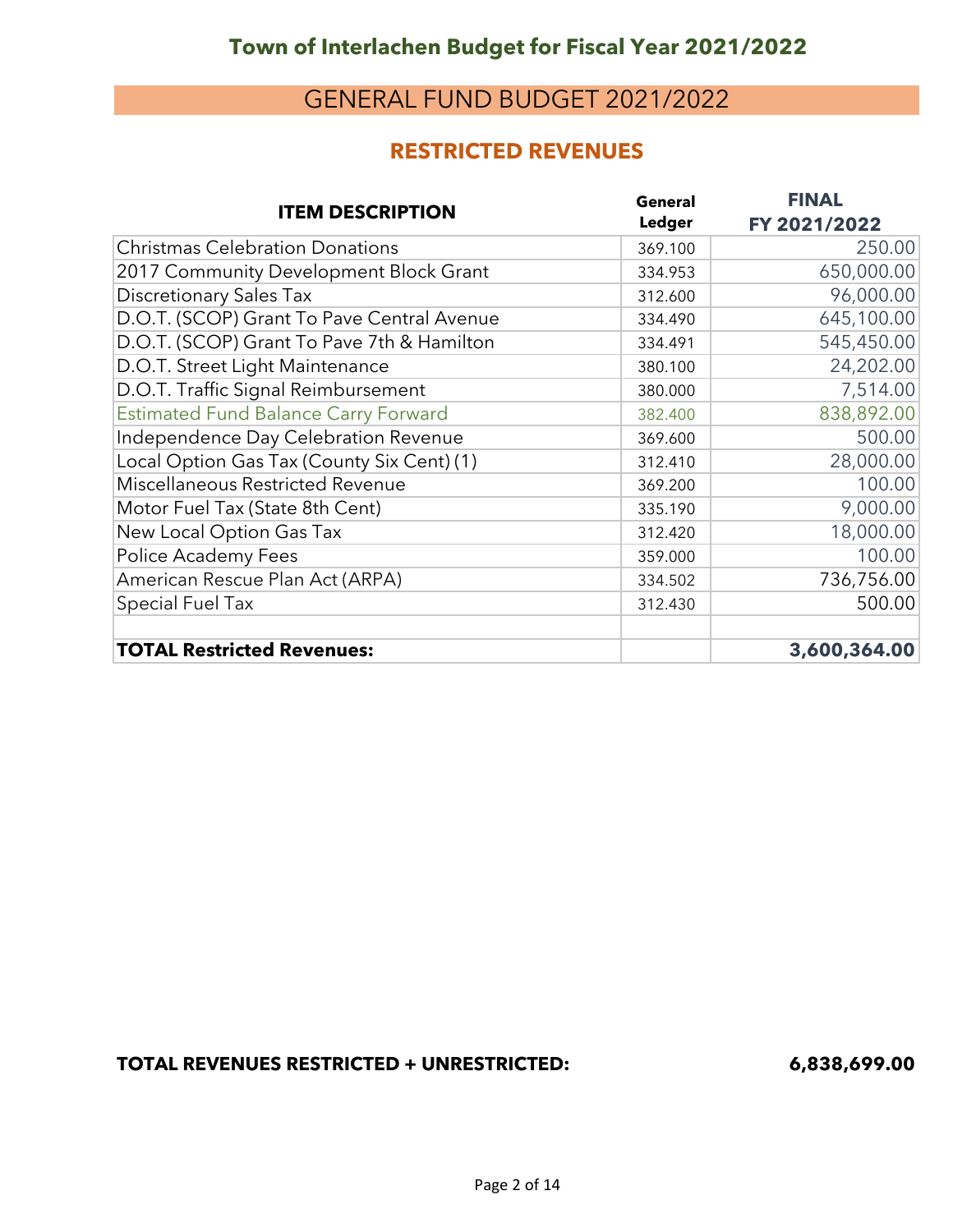# Town of Interlachen Budget for Fiscal Year 2021/2022

## GENERAL FUND BUDGET 2021/2022

### RESTRICTED REVENUES

| ITEM DESCRIPTION | General Ledger | FINAL FY 2021/2022 |
|---|---|---|
| Christmas Celebration Donations | 369.100 | 250.00 |
| 2017 Community Development Block Grant | 334.953 | 650,000.00 |
| Discretionary Sales Tax | 312.600 | 96,000.00 |
| D.O.T. (SCOP) Grant To Pave Central Avenue | 334.490 | 645,100.00 |
| D.O.T. (SCOP) Grant To Pave 7th & Hamilton | 334.491 | 545,450.00 |
| D.O.T. Street Light Maintenance | 380.100 | 24,202.00 |
| D.O.T. Traffic Signal Reimbursement | 380.000 | 7,514.00 |
| Estimated Fund Balance Carry Forward | 382.400 | 838,892.00 |
| Independence Day Celebration Revenue | 369.600 | 500.00 |
| Local Option Gas Tax (County Six Cent) (1) | 312.410 | 28,000.00 |
| Miscellaneous Restricted Revenue | 369.200 | 100.00 |
| Motor Fuel Tax (State 8th Cent) | 335.190 | 9,000.00 |
| New Local Option Gas Tax | 312.420 | 18,000.00 |
| Police Academy Fees | 359.000 | 100.00 |
| American Rescue Plan Act (ARPA) | 334.502 | 736,756.00 |
| Special Fuel Tax | 312.430 | 500.00 |
| | | |
| **TOTAL Restricted Revenues:** | | **3,600,364.00** |

**TOTAL REVENUES RESTRICTED + UNRESTRICTED: 6,838,699.00**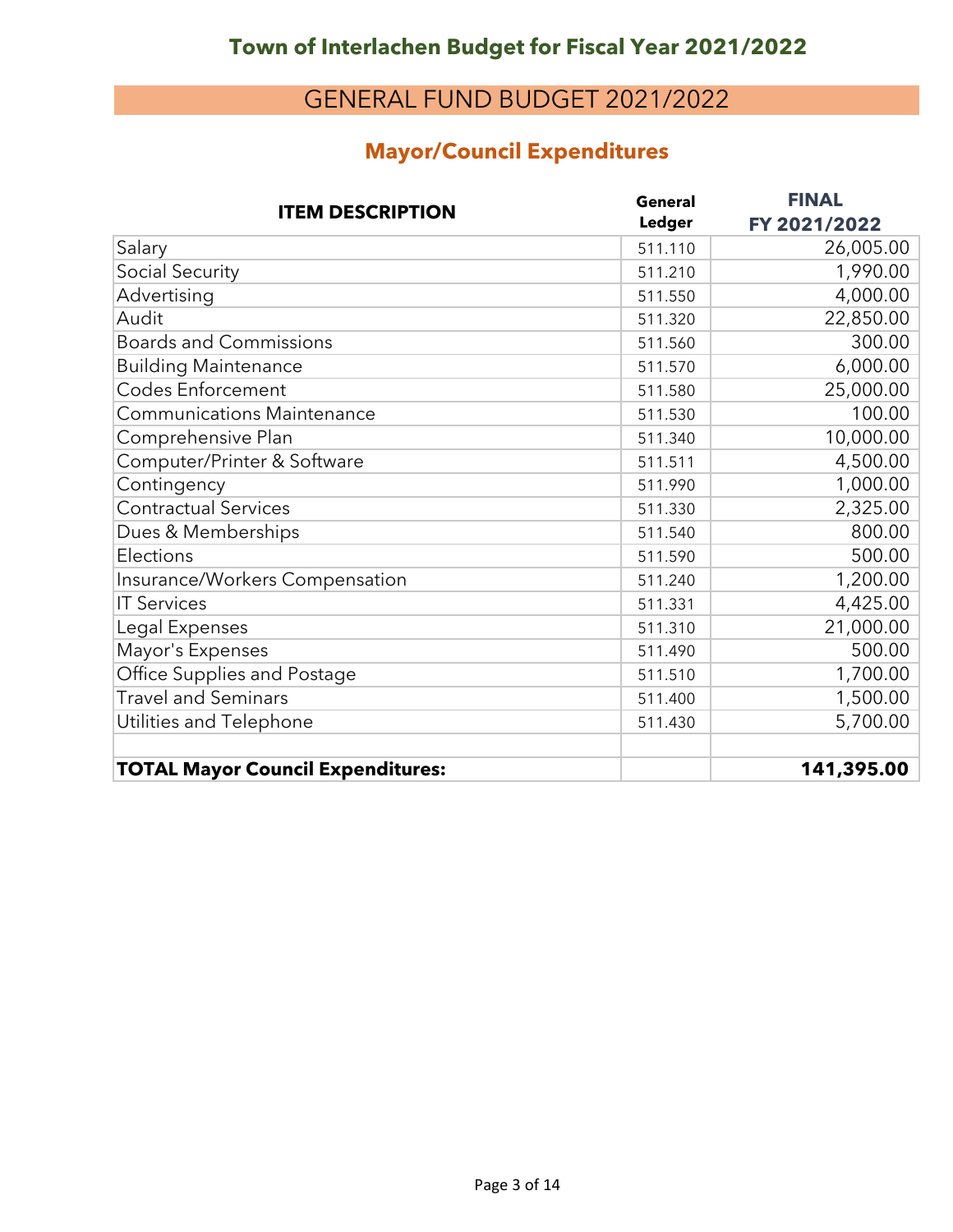# Town of Interlachen Budget for Fiscal Year 2021/2022

## GENERAL FUND BUDGET 2021/2022

### Mayor/Council Expenditures

| ITEM DESCRIPTION | General Ledger | FINAL FY 2021/2022 |
|---|---|---|
| Salary | 511.110 | 26,005.00 |
| Social Security | 511.210 | 1,990.00 |
| Advertising | 511.550 | 4,000.00 |
| Audit | 511.320 | 22,850.00 |
| Boards and Commissions | 511.560 | 300.00 |
| Building Maintenance | 511.570 | 6,000.00 |
| Codes Enforcement | 511.580 | 25,000.00 |
| Communications Maintenance | 511.530 | 100.00 |
| Comprehensive Plan | 511.340 | 10,000.00 |
| Computer/Printer & Software | 511.511 | 4,500.00 |
| Contingency | 511.990 | 1,000.00 |
| Contractual Services | 511.330 | 2,325.00 |
| Dues & Memberships | 511.540 | 800.00 |
| Elections | 511.590 | 500.00 |
| Insurance/Workers Compensation | 511.240 | 1,200.00 |
| IT Services | 511.331 | 4,425.00 |
| Legal Expenses | 511.310 | 21,000.00 |
| Mayor's Expenses | 511.490 | 500.00 |
| Office Supplies and Postage | 511.510 | 1,700.00 |
| Travel and Seminars | 511.400 | 1,500.00 |
| Utilities and Telephone | 511.430 | 5,700.00 |
| | | |
| **TOTAL Mayor Council Expenditures:** | | **141,395.00** |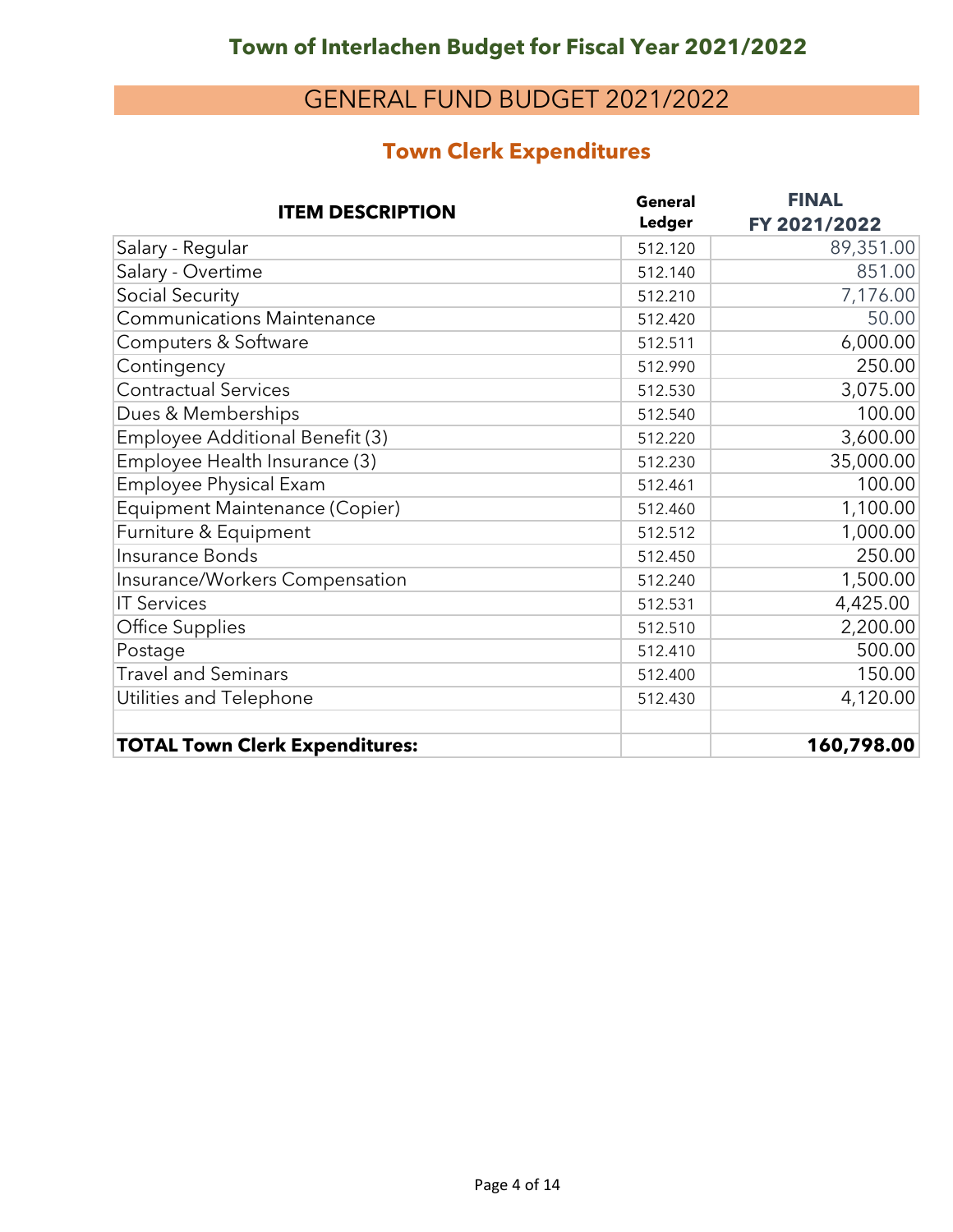# Town of Interlachen Budget for Fiscal Year 2021/2022

## GENERAL FUND BUDGET 2021/2022

### Town Clerk Expenditures

| ITEM DESCRIPTION | General Ledger | FINAL FY 2021/2022 |
|---|---|---|
| Salary - Regular | 512.120 | 89,351.00 |
| Salary - Overtime | 512.140 | 851.00 |
| Social Security | 512.210 | 7,176.00 |
| Communications Maintenance | 512.420 | 50.00 |
| Computers & Software | 512.511 | 6,000.00 |
| Contingency | 512.990 | 250.00 |
| Contractual Services | 512.530 | 3,075.00 |
| Dues & Memberships | 512.540 | 100.00 |
| Employee Additional Benefit (3) | 512.220 | 3,600.00 |
| Employee Health Insurance (3) | 512.230 | 35,000.00 |
| Employee Physical Exam | 512.461 | 100.00 |
| Equipment Maintenance (Copier) | 512.460 | 1,100.00 |
| Furniture & Equipment | 512.512 | 1,000.00 |
| Insurance Bonds | 512.450 | 250.00 |
| Insurance/Workers Compensation | 512.240 | 1,500.00 |
| IT Services | 512.531 | 4,425.00 |
| Office Supplies | 512.510 | 2,200.00 |
| Postage | 512.410 | 500.00 |
| Travel and Seminars | 512.400 | 150.00 |
| Utilities and Telephone | 512.430 | 4,120.00 |
| | | |
| **TOTAL Town Clerk Expenditures:** | | **160,798.00** |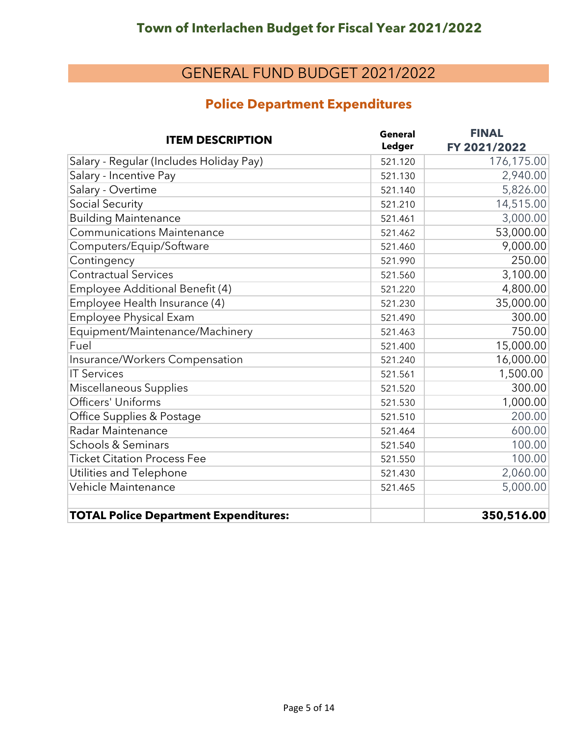# Town of Interlachen Budget for Fiscal Year 2021/2022

## GENERAL FUND BUDGET 2021/2022

### Police Department Expenditures

| ITEM DESCRIPTION | General Ledger | FINAL FY 2021/2022 |
|---|---|---|
| Salary - Regular (Includes Holiday Pay) | 521.120 | 176,175.00 |
| Salary - Incentive Pay | 521.130 | 2,940.00 |
| Salary - Overtime | 521.140 | 5,826.00 |
| Social Security | 521.210 | 14,515.00 |
| Building Maintenance | 521.461 | 3,000.00 |
| Communications Maintenance | 521.462 | 53,000.00 |
| Computers/Equip/Software | 521.460 | 9,000.00 |
| Contingency | 521.990 | 250.00 |
| Contractual Services | 521.560 | 3,100.00 |
| Employee Additional Benefit (4) | 521.220 | 4,800.00 |
| Employee Health Insurance (4) | 521.230 | 35,000.00 |
| Employee Physical Exam | 521.490 | 300.00 |
| Equipment/Maintenance/Machinery | 521.463 | 750.00 |
| Fuel | 521.400 | 15,000.00 |
| Insurance/Workers Compensation | 521.240 | 16,000.00 |
| IT Services | 521.561 | 1,500.00 |
| Miscellaneous Supplies | 521.520 | 300.00 |
| Officers' Uniforms | 521.530 | 1,000.00 |
| Office Supplies & Postage | 521.510 | 200.00 |
| Radar Maintenance | 521.464 | 600.00 |
| Schools & Seminars | 521.540 | 100.00 |
| Ticket Citation Process Fee | 521.550 | 100.00 |
| Utilities and Telephone | 521.430 | 2,060.00 |
| Vehicle Maintenance | 521.465 | 5,000.00 |
| | | |
| **TOTAL Police Department Expenditures:** | | **350,516.00** |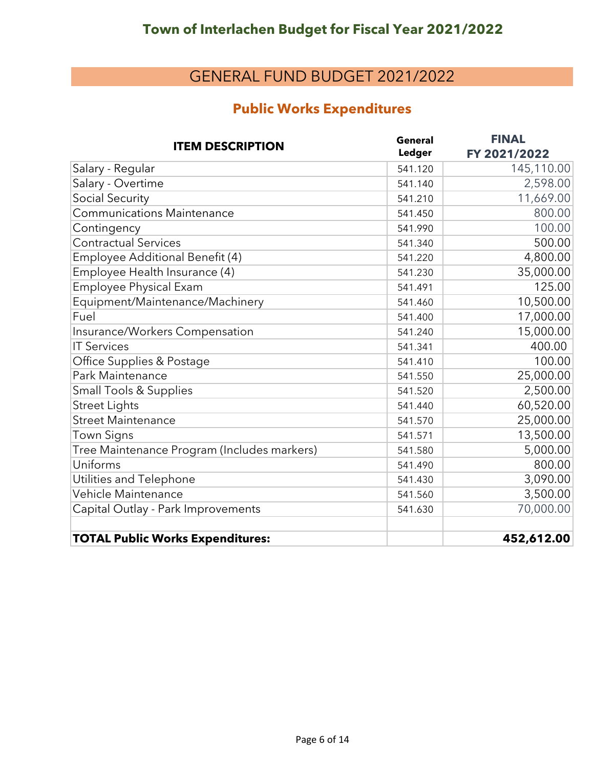# Town of Interlachen Budget for Fiscal Year 2021/2022

## GENERAL FUND BUDGET 2021/2022

### Public Works Expenditures

| ITEM DESCRIPTION | General Ledger | FINAL FY 2021/2022 |
|---|---|---|
| Salary - Regular | 541.120 | 145,110.00 |
| Salary - Overtime | 541.140 | 2,598.00 |
| Social Security | 541.210 | 11,669.00 |
| Communications Maintenance | 541.450 | 800.00 |
| Contingency | 541.990 | 100.00 |
| Contractual Services | 541.340 | 500.00 |
| Employee Additional Benefit (4) | 541.220 | 4,800.00 |
| Employee Health Insurance (4) | 541.230 | 35,000.00 |
| Employee Physical Exam | 541.491 | 125.00 |
| Equipment/Maintenance/Machinery | 541.460 | 10,500.00 |
| Fuel | 541.400 | 17,000.00 |
| Insurance/Workers Compensation | 541.240 | 15,000.00 |
| IT Services | 541.341 | 400.00 |
| Office Supplies & Postage | 541.410 | 100.00 |
| Park Maintenance | 541.550 | 25,000.00 |
| Small Tools & Supplies | 541.520 | 2,500.00 |
| Street Lights | 541.440 | 60,520.00 |
| Street Maintenance | 541.570 | 25,000.00 |
| Town Signs | 541.571 | 13,500.00 |
| Tree Maintenance Program (Includes markers) | 541.580 | 5,000.00 |
| Uniforms | 541.490 | 800.00 |
| Utilities and Telephone | 541.430 | 3,090.00 |
| Vehicle Maintenance | 541.560 | 3,500.00 |
| Capital Outlay - Park Improvements | 541.630 | 70,000.00 |
| | | |
| **TOTAL Public Works Expenditures:** | | **452,612.00** |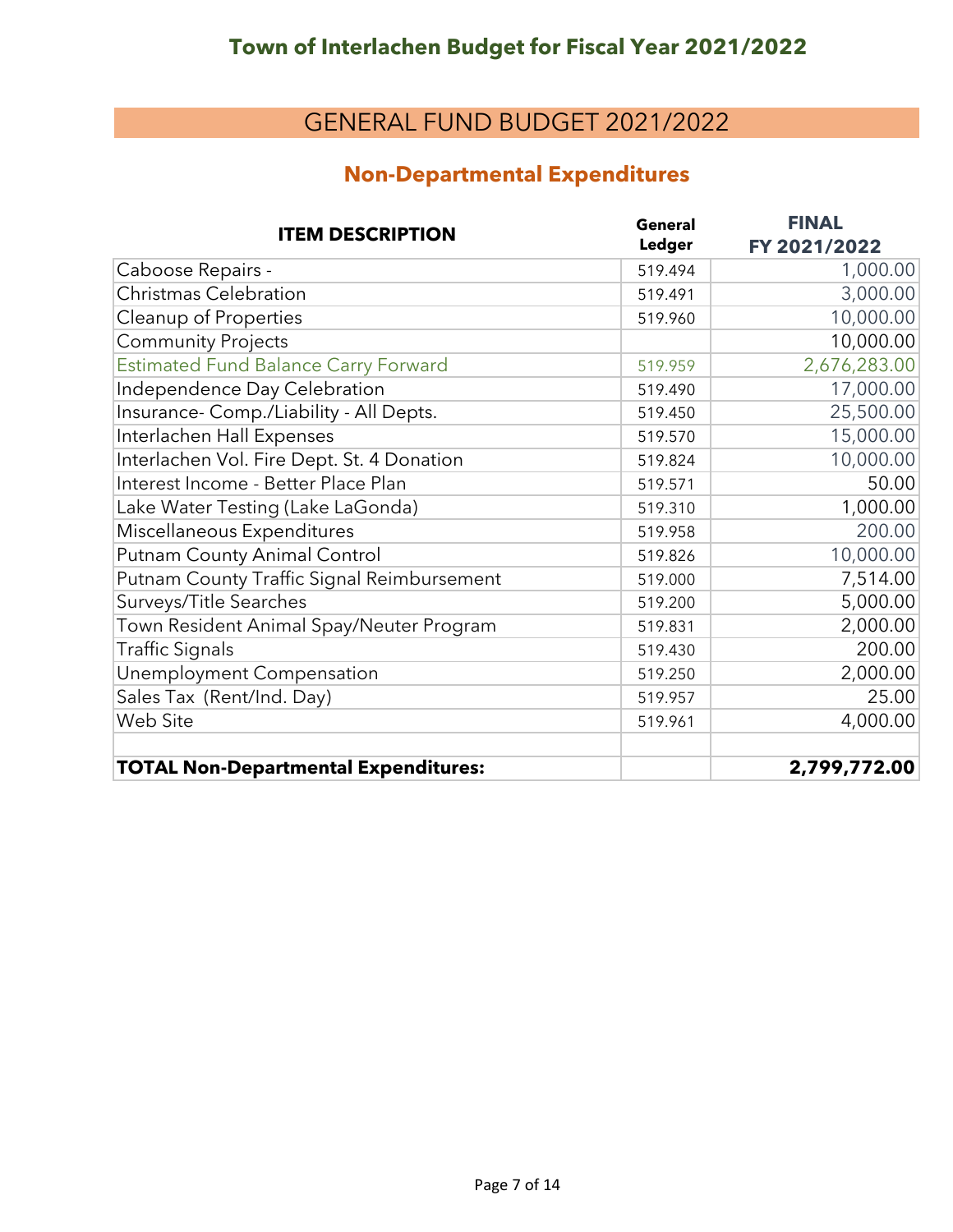# Town of Interlachen Budget for Fiscal Year 2021/2022

## GENERAL FUND BUDGET 2021/2022

### Non-Departmental Expenditures

| ITEM DESCRIPTION | General Ledger | FINAL FY 2021/2022 |
|---|---|---|
| Caboose Repairs - | 519.494 | 1,000.00 |
| Christmas Celebration | 519.491 | 3,000.00 |
| Cleanup of Properties | 519.960 | 10,000.00 |
| Community Projects | | 10,000.00 |
| Estimated Fund Balance Carry Forward | 519.959 | 2,676,283.00 |
| Independence Day Celebration | 519.490 | 17,000.00 |
| Insurance- Comp./Liability - All Depts. | 519.450 | 25,500.00 |
| Interlachen Hall Expenses | 519.570 | 15,000.00 |
| Interlachen Vol. Fire Dept. St. 4 Donation | 519.824 | 10,000.00 |
| Interest Income - Better Place Plan | 519.571 | 50.00 |
| Lake Water Testing (Lake LaGonda) | 519.310 | 1,000.00 |
| Miscellaneous Expenditures | 519.958 | 200.00 |
| Putnam County Animal Control | 519.826 | 10,000.00 |
| Putnam County Traffic Signal Reimbursement | 519.000 | 7,514.00 |
| Surveys/Title Searches | 519.200 | 5,000.00 |
| Town Resident Animal Spay/Neuter Program | 519.831 | 2,000.00 |
| Traffic Signals | 519.430 | 200.00 |
| Unemployment Compensation | 519.250 | 2,000.00 |
| Sales Tax (Rent/Ind. Day) | 519.957 | 25.00 |
| Web Site | 519.961 | 4,000.00 |
| | | |
| **TOTAL Non-Departmental Expenditures:** | | **2,799,772.00** |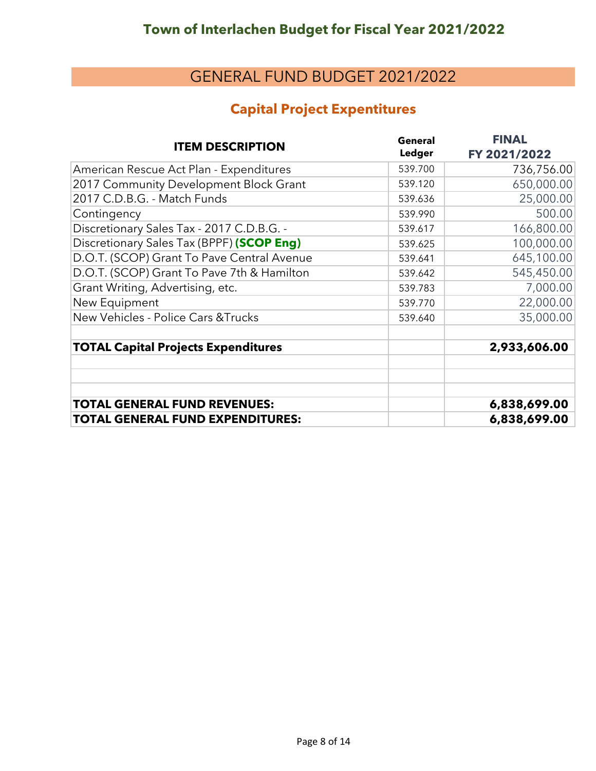# Town of Interlachen Budget for Fiscal Year 2021/2022

## GENERAL FUND BUDGET 2021/2022

### Capital Project Expentitures

| ITEM DESCRIPTION | General Ledger | FINAL FY 2021/2022 |
|---|---|---|
| American Rescue Act Plan - Expenditures | 539.700 | 736,756.00 |
| 2017 Community Development Block Grant | 539.120 | 650,000.00 |
| 2017 C.D.B.G. - Match Funds | 539.636 | 25,000.00 |
| Contingency | 539.990 | 500.00 |
| Discretionary Sales Tax - 2017 C.D.B.G. - | 539.617 | 166,800.00 |
| Discretionary Sales Tax (BPPF) **(SCOP Eng)** | 539.625 | 100,000.00 |
| D.O.T. (SCOP) Grant To Pave Central Avenue | 539.641 | 645,100.00 |
| D.O.T. (SCOP) Grant To Pave 7th & Hamilton | 539.642 | 545,450.00 |
| Grant Writing, Advertising, etc. | 539.783 | 7,000.00 |
| New Equipment | 539.770 | 22,000.00 |
| New Vehicles - Police Cars &Trucks | 539.640 | 35,000.00 |
| | | |
| **TOTAL Capital Projects Expenditures** | | **2,933,606.00** |
| | | |
| | | |
| | | |
| **TOTAL GENERAL FUND REVENUES:** | | **6,838,699.00** |
| **TOTAL GENERAL FUND EXPENDITURES:** | | **6,838,699.00** |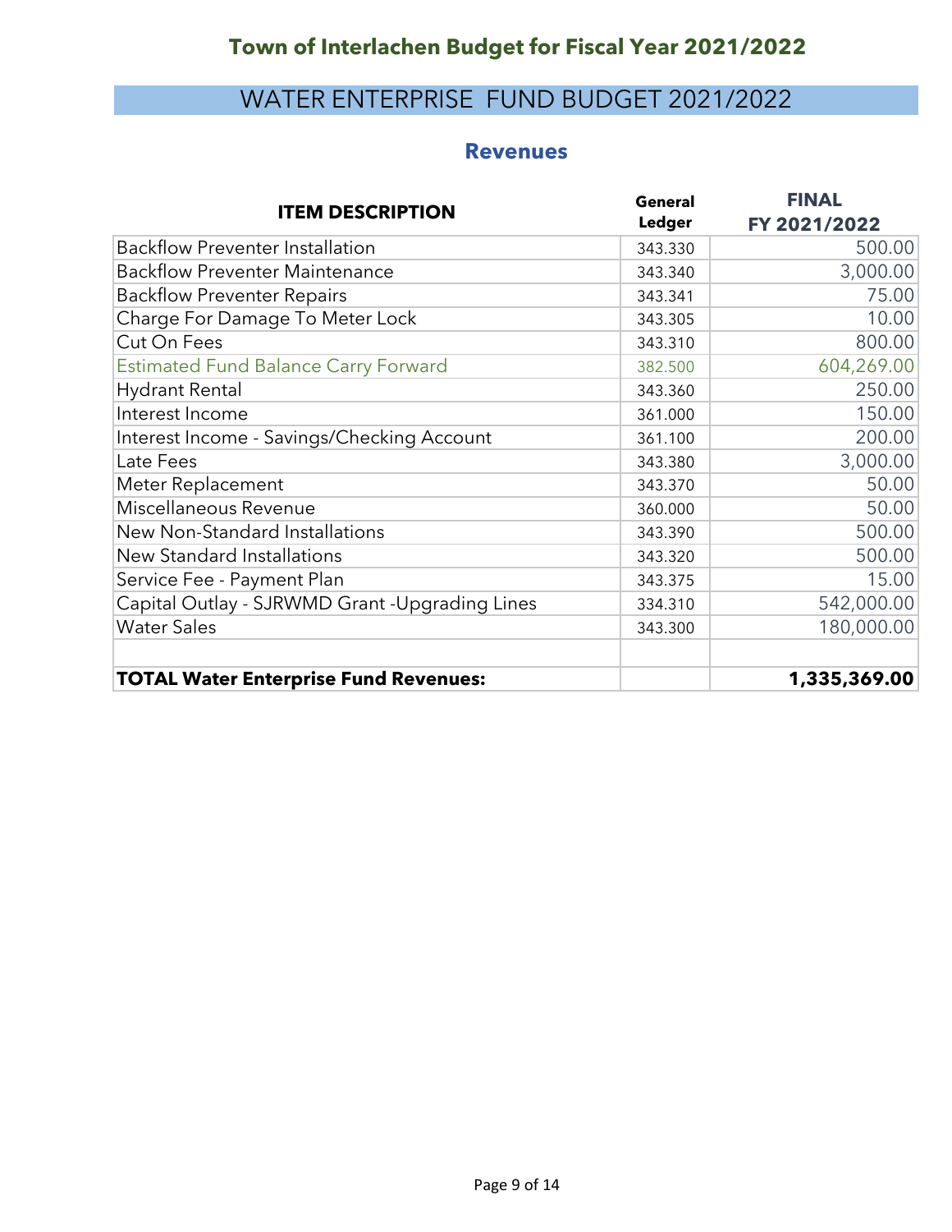# Town of Interlachen Budget for Fiscal Year 2021/2022

## WATER ENTERPRISE FUND BUDGET 2021/2022

### Revenues

| ITEM DESCRIPTION | General Ledger | FINAL FY 2021/2022 |
|---|---|---|
| Backflow Preventer Installation | 343.330 | 500.00 |
| Backflow Preventer Maintenance | 343.340 | 3,000.00 |
| Backflow Preventer Repairs | 343.341 | 75.00 |
| Charge For Damage To Meter Lock | 343.305 | 10.00 |
| Cut On Fees | 343.310 | 800.00 |
| Estimated Fund Balance Carry Forward | 382.500 | 604,269.00 |
| Hydrant Rental | 343.360 | 250.00 |
| Interest Income | 361.000 | 150.00 |
| Interest Income - Savings/Checking Account | 361.100 | 200.00 |
| Late Fees | 343.380 | 3,000.00 |
| Meter Replacement | 343.370 | 50.00 |
| Miscellaneous Revenue | 360.000 | 50.00 |
| New Non-Standard Installations | 343.390 | 500.00 |
| New Standard Installations | 343.320 | 500.00 |
| Service Fee - Payment Plan | 343.375 | 15.00 |
| Capital Outlay - SJRWMD Grant -Upgrading Lines | 334.310 | 542,000.00 |
| Water Sales | 343.300 | 180,000.00 |
| | | |
| **TOTAL Water Enterprise Fund Revenues:** | | **1,335,369.00** |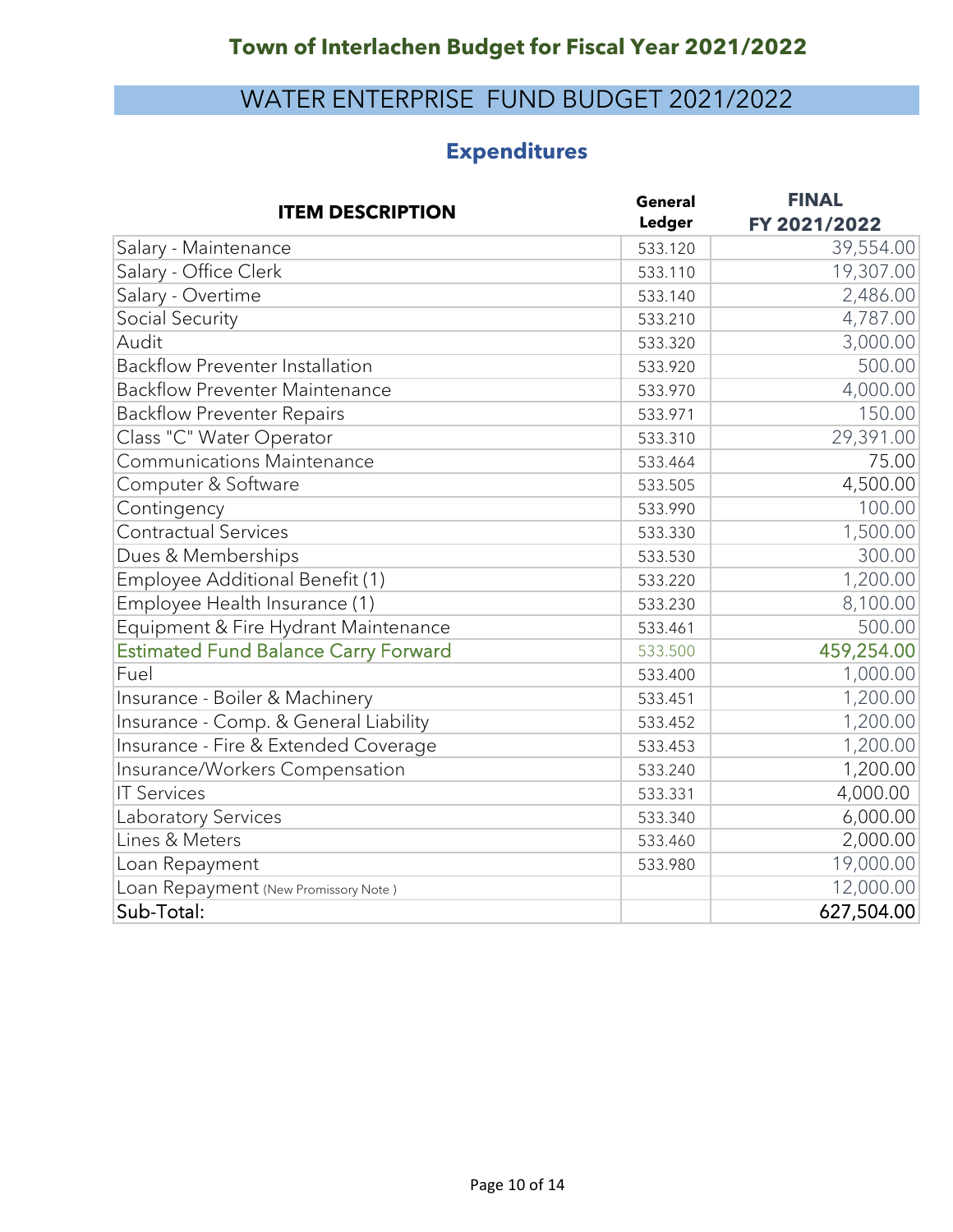# Town of Interlachen Budget for Fiscal Year 2021/2022

## WATER ENTERPRISE FUND BUDGET 2021/2022

### Expenditures

| ITEM DESCRIPTION | General Ledger | FINAL FY 2021/2022 |
|---|---|---|
| Salary - Maintenance | 533.120 | 39,554.00 |
| Salary - Office Clerk | 533.110 | 19,307.00 |
| Salary - Overtime | 533.140 | 2,486.00 |
| Social Security | 533.210 | 4,787.00 |
| Audit | 533.320 | 3,000.00 |
| Backflow Preventer Installation | 533.920 | 500.00 |
| Backflow Preventer Maintenance | 533.970 | 4,000.00 |
| Backflow Preventer Repairs | 533.971 | 150.00 |
| Class "C" Water Operator | 533.310 | 29,391.00 |
| Communications Maintenance | 533.464 | 75.00 |
| Computer & Software | 533.505 | 4,500.00 |
| Contingency | 533.990 | 100.00 |
| Contractual Services | 533.330 | 1,500.00 |
| Dues & Memberships | 533.530 | 300.00 |
| Employee Additional Benefit (1) | 533.220 | 1,200.00 |
| Employee Health Insurance (1) | 533.230 | 8,100.00 |
| Equipment & Fire Hydrant Maintenance | 533.461 | 500.00 |
| Estimated Fund Balance Carry Forward | 533.500 | **459,254.00** |
| Fuel | 533.400 | 1,000.00 |
| Insurance - Boiler & Machinery | 533.451 | 1,200.00 |
| Insurance - Comp. & General Liability | 533.452 | 1,200.00 |
| Insurance - Fire & Extended Coverage | 533.453 | 1,200.00 |
| Insurance/Workers Compensation | 533.240 | 1,200.00 |
| IT Services | 533.331 | 4,000.00 |
| Laboratory Services | 533.340 | 6,000.00 |
| Lines & Meters | 533.460 | 2,000.00 |
| Loan Repayment | 533.980 | 19,000.00 |
| Loan Repayment (New Promissory Note) | | 12,000.00 |
| Sub-Total: | | 627,504.00 |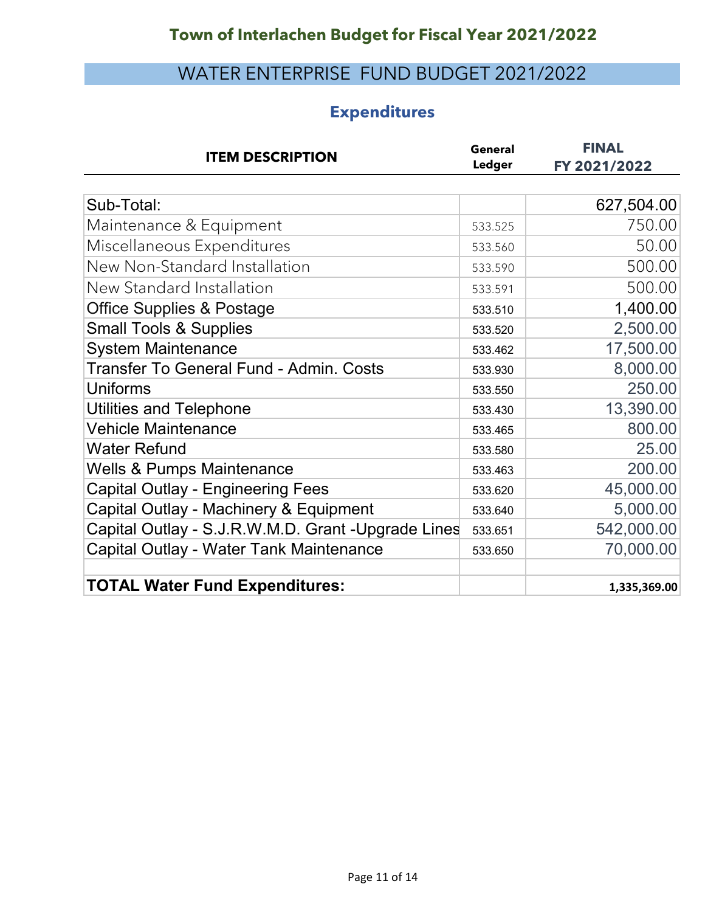## Town of Interlachen Budget for Fiscal Year 2021/2022

## WATER ENTERPRISE FUND BUDGET 2021/2022

### Expenditures

| ITEM DESCRIPTION | General Ledger | FINAL FY 2021/2022 |
|---|---|---|
| Sub-Total: | | 627,504.00 |
| Maintenance & Equipment | 533.525 | 750.00 |
| Miscellaneous Expenditures | 533.560 | 50.00 |
| New Non-Standard Installation | 533.590 | 500.00 |
| New Standard Installation | 533.591 | 500.00 |
| Office Supplies & Postage | 533.510 | 1,400.00 |
| Small Tools & Supplies | 533.520 | 2,500.00 |
| System Maintenance | 533.462 | 17,500.00 |
| Transfer To General Fund - Admin. Costs | 533.930 | 8,000.00 |
| Uniforms | 533.550 | 250.00 |
| Utilities and Telephone | 533.430 | 13,390.00 |
| Vehicle Maintenance | 533.465 | 800.00 |
| Water Refund | 533.580 | 25.00 |
| Wells & Pumps Maintenance | 533.463 | 200.00 |
| Capital Outlay - Engineering Fees | 533.620 | 45,000.00 |
| Capital Outlay - Machinery & Equipment | 533.640 | 5,000.00 |
| Capital Outlay - S.J.R.W.M.D. Grant -Upgrade Lines | 533.651 | 542,000.00 |
| Capital Outlay - Water Tank Maintenance | 533.650 | 70,000.00 |
| | | |
| **TOTAL Water Fund Expenditures:** | | **1,335,369.00** |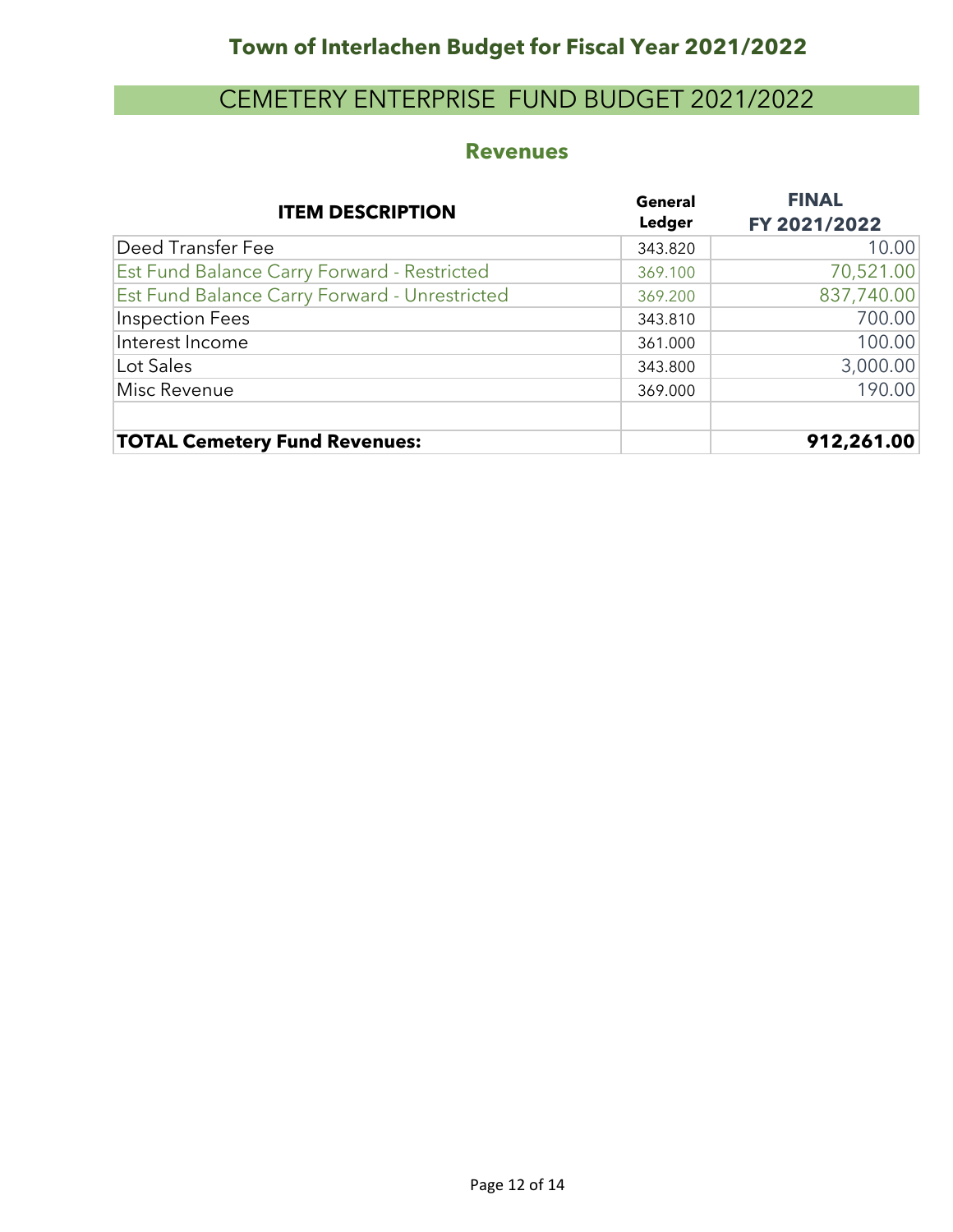# Town of Interlachen Budget for Fiscal Year 2021/2022

## CEMETERY ENTERPRISE FUND BUDGET 2021/2022

### Revenues

| ITEM DESCRIPTION | General Ledger | FINAL FY 2021/2022 |
|---|---|---|
| Deed Transfer Fee | 343.820 | 10.00 |
| Est Fund Balance Carry Forward - Restricted | 369.100 | 70,521.00 |
| Est Fund Balance Carry Forward - Unrestricted | 369.200 | 837,740.00 |
| Inspection Fees | 343.810 | 700.00 |
| Interest Income | 361.000 | 100.00 |
| Lot Sales | 343.800 | 3,000.00 |
| Misc Revenue | 369.000 | 190.00 |
| | | |
| **TOTAL Cemetery Fund Revenues:** | | **912,261.00** |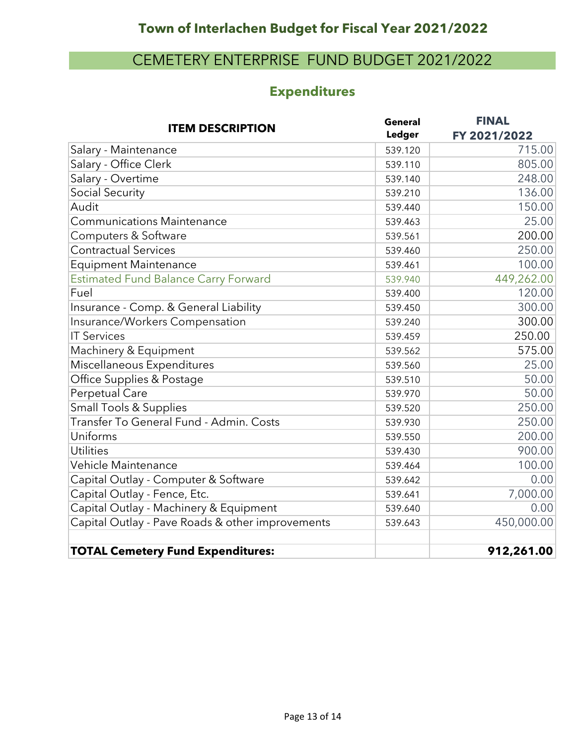# Town of Interlachen Budget for Fiscal Year 2021/2022

## CEMETERY ENTERPRISE FUND BUDGET 2021/2022

### Expenditures

| ITEM DESCRIPTION | General Ledger | FINAL FY 2021/2022 |
|---|---|---|
| Salary - Maintenance | 539.120 | 715.00 |
| Salary - Office Clerk | 539.110 | 805.00 |
| Salary - Overtime | 539.140 | 248.00 |
| Social Security | 539.210 | 136.00 |
| Audit | 539.440 | 150.00 |
| Communications Maintenance | 539.463 | 25.00 |
| Computers & Software | 539.561 | 200.00 |
| Contractual Services | 539.460 | 250.00 |
| Equipment Maintenance | 539.461 | 100.00 |
| Estimated Fund Balance Carry Forward | 539.940 | 449,262.00 |
| Fuel | 539.400 | 120.00 |
| Insurance - Comp. & General Liability | 539.450 | 300.00 |
| Insurance/Workers Compensation | 539.240 | 300.00 |
| IT Services | 539.459 | 250.00 |
| Machinery & Equipment | 539.562 | 575.00 |
| Miscellaneous Expenditures | 539.560 | 25.00 |
| Office Supplies & Postage | 539.510 | 50.00 |
| Perpetual Care | 539.970 | 50.00 |
| Small Tools & Supplies | 539.520 | 250.00 |
| Transfer To General Fund - Admin. Costs | 539.930 | 250.00 |
| Uniforms | 539.550 | 200.00 |
| Utilities | 539.430 | 900.00 |
| Vehicle Maintenance | 539.464 | 100.00 |
| Capital Outlay - Computer & Software | 539.642 | 0.00 |
| Capital Outlay - Fence, Etc. | 539.641 | 7,000.00 |
| Capital Outlay - Machinery & Equipment | 539.640 | 0.00 |
| Capital Outlay - Pave Roads & other improvements | 539.643 | 450,000.00 |
| | | |
| **TOTAL Cemetery Fund Expenditures:** | | **912,261.00** |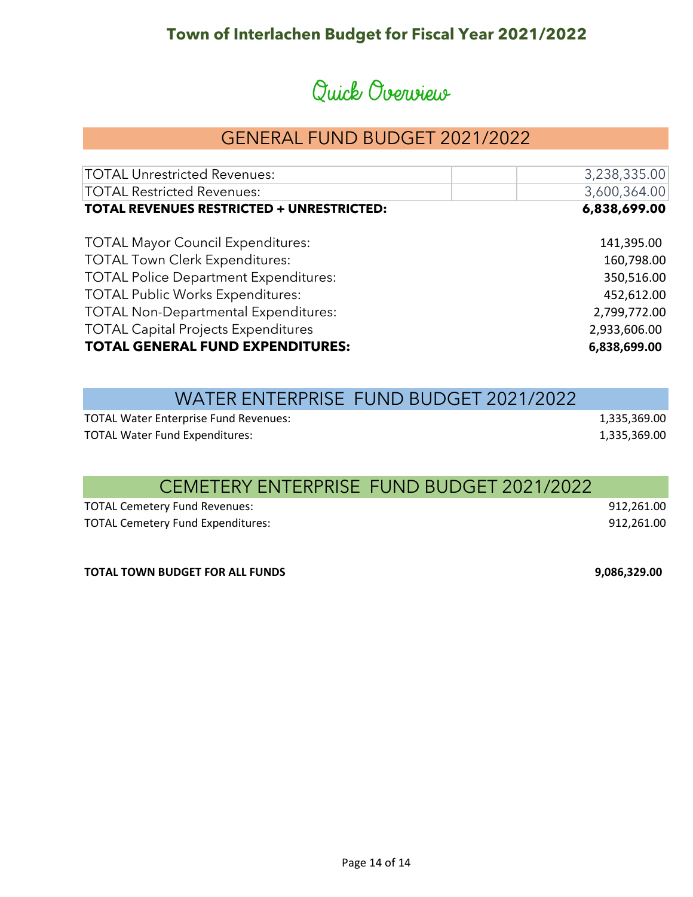# Town of Interlachen Budget for Fiscal Year 2021/2022

## Quick Overview

### GENERAL FUND BUDGET 2021/2022

| | | |
|---|---|---|
| TOTAL Unrestricted Revenues: | | 3,238,335.00 |
| TOTAL Restricted Revenues: | | 3,600,364.00 |
| **TOTAL REVENUES RESTRICTED + UNRESTRICTED:** | | **6,838,699.00** |

| | |
|---|---|
| TOTAL Mayor Council Expenditures: | 141,395.00 |
| TOTAL Town Clerk Expenditures: | 160,798.00 |
| TOTAL Police Department Expenditures: | 350,516.00 |
| TOTAL Public Works Expenditures: | 452,612.00 |
| TOTAL Non-Departmental Expenditures: | 2,799,772.00 |
| TOTAL Capital Projects Expenditures | 2,933,606.00 |
| **TOTAL GENERAL FUND EXPENDITURES:** | **6,838,699.00** |

### WATER ENTERPRISE FUND BUDGET 2021/2022

| | |
|---|---|
| TOTAL Water Enterprise Fund Revenues: | 1,335,369.00 |
| TOTAL Water Fund Expenditures: | 1,335,369.00 |

### CEMETERY ENTERPRISE FUND BUDGET 2021/2022

| | |
|---|---|
| TOTAL Cemetery Fund Revenues: | 912,261.00 |
| TOTAL Cemetery Fund Expenditures: | 912,261.00 |

**TOTAL TOWN BUDGET FOR ALL FUNDS** **9,086,329.00**